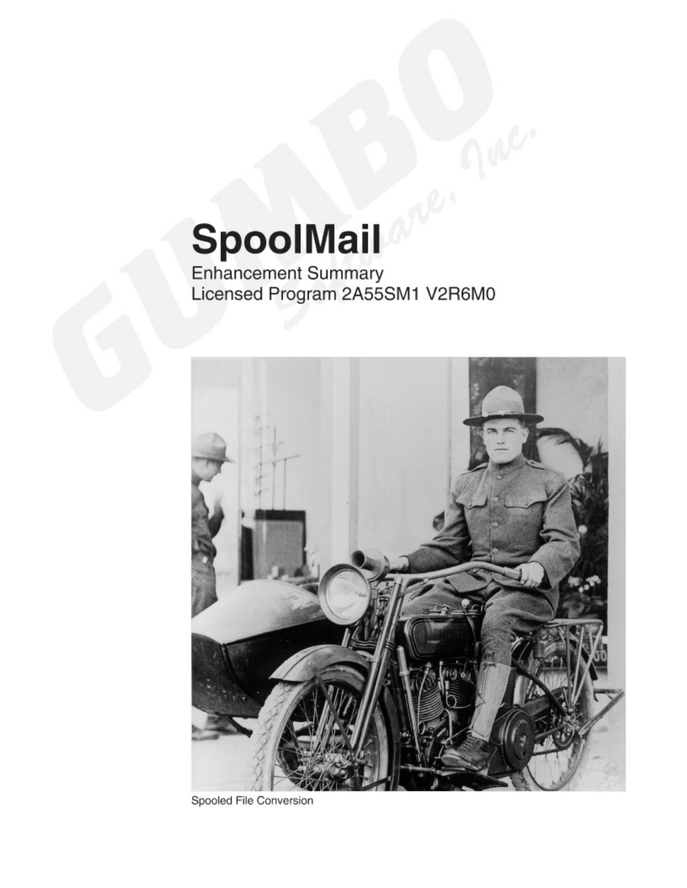# SpoolMail

Enhancement Summary
Licensed Program 2A55SM1 V2R6M0

Spooled File Conversion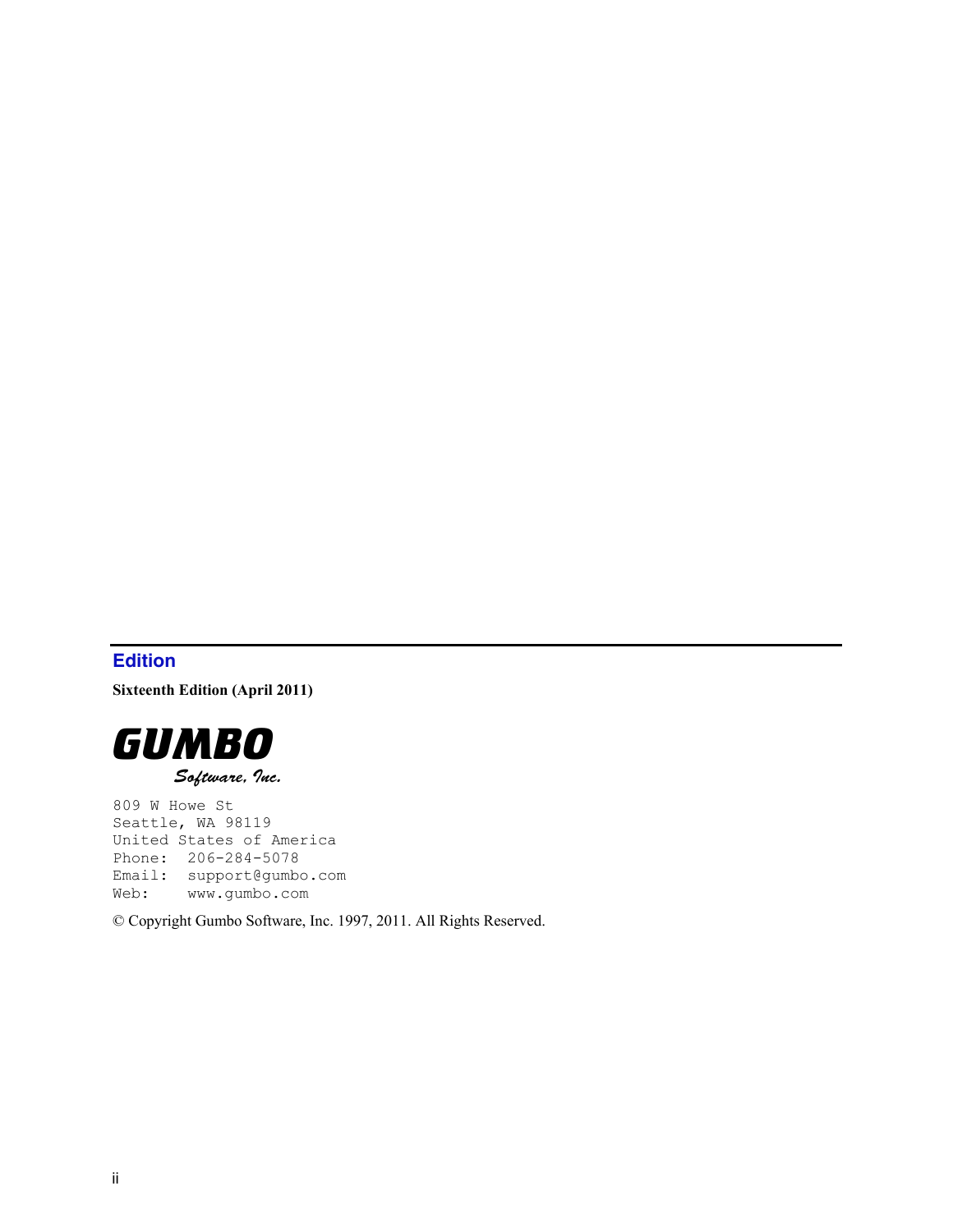## Edition

**Sixteenth Edition (April 2011)**

**GUMBO**
*Software, Inc.*

```
809 W Howe St
Seattle, WA 98119
United States of America
Phone:  206-284-5078
Email:  support@gumbo.com
Web:    www.gumbo.com
```

© Copyright Gumbo Software, Inc. 1997, 2011. All Rights Reserved.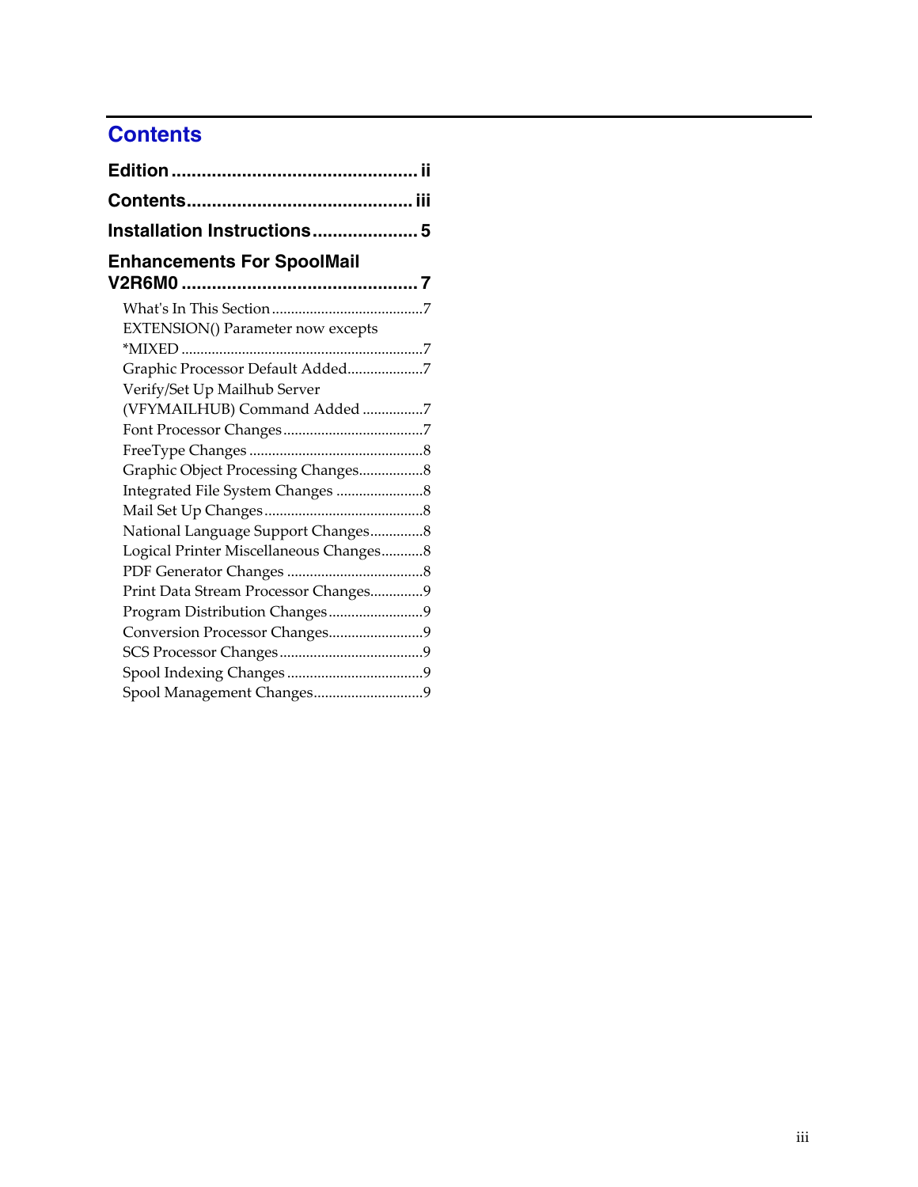# Contents

**Edition ................................................ ii**

**Contents............................................ iii**

**Installation Instructions.................... 5**

**Enhancements For SpoolMail V2R6M0 .............................................. 7**

- What's In This Section ........................................7
- EXTENSION() Parameter now excepts *MIXED ..............................................................7
- Graphic Processor Default Added....................7
- Verify/Set Up Mailhub Server (VFYMAILHUB) Command Added ................7
- Font Processor Changes .....................................7
- FreeType Changes ..............................................8
- Graphic Object Processing Changes.................8
- Integrated File System Changes .......................8
- Mail Set Up Changes ..........................................8
- National Language Support Changes..............8
- Logical Printer Miscellaneous Changes...........8
- PDF Generator Changes ....................................8
- Print Data Stream Processor Changes..............9
- Program Distribution Changes.........................9
- Conversion Processor Changes.........................9
- SCS Processor Changes......................................9
- Spool Indexing Changes ....................................9
- Spool Management Changes.............................9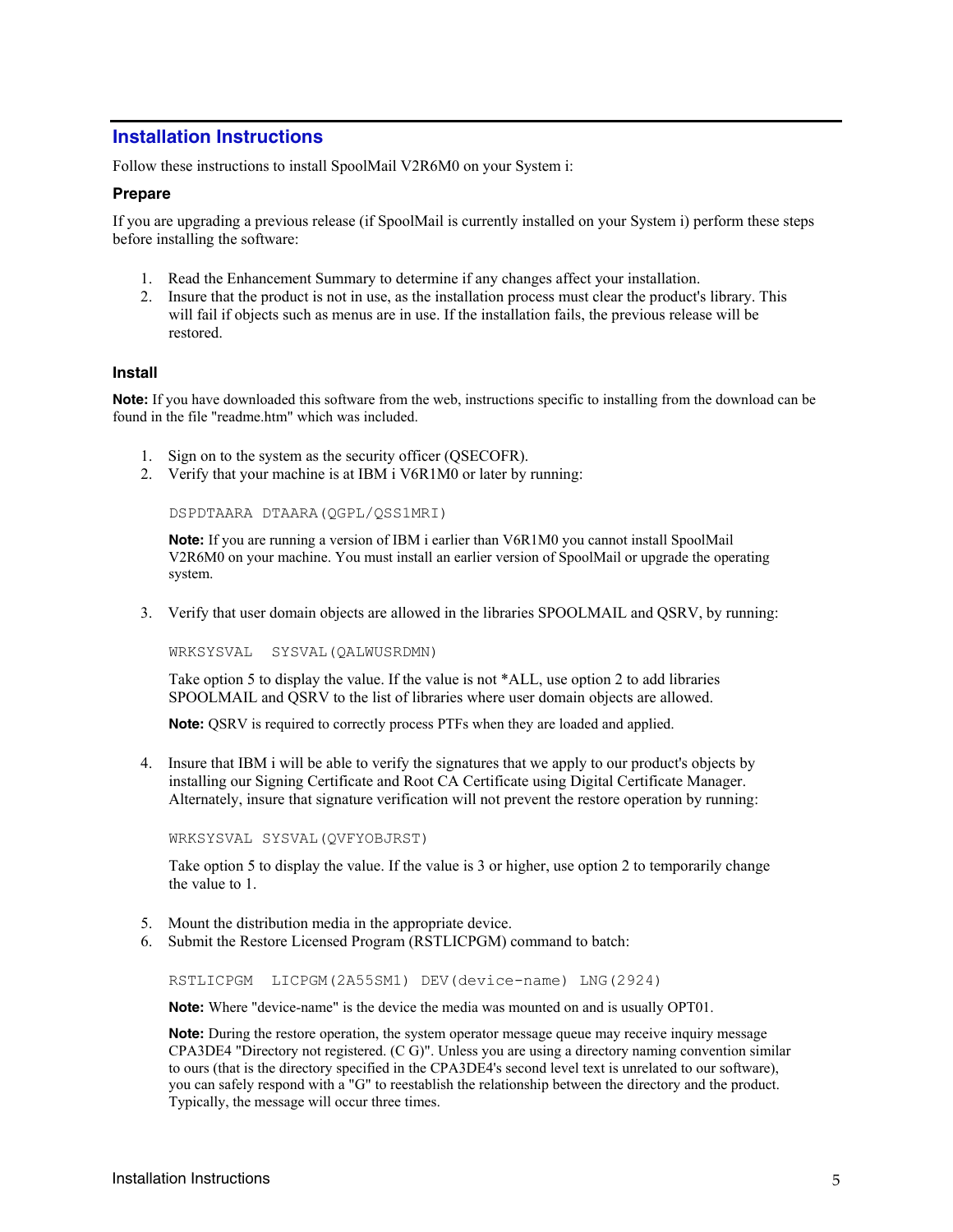## Installation Instructions

Follow these instructions to install SpoolMail V2R6M0 on your System i:

### Prepare

If you are upgrading a previous release (if SpoolMail is currently installed on your System i) perform these steps before installing the software:

1. Read the Enhancement Summary to determine if any changes affect your installation.
2. Insure that the product is not in use, as the installation process must clear the product's library. This will fail if objects such as menus are in use. If the installation fails, the previous release will be restored.

### Install

**Note:** If you have downloaded this software from the web, instructions specific to installing from the download can be found in the file "readme.htm" which was included.

1. Sign on to the system as the security officer (QSECOFR).
2. Verify that your machine is at IBM i V6R1M0 or later by running:

   ```
   DSPDTAARA DTAARA(QGPL/QSS1MRI)
   ```

   **Note:** If you are running a version of IBM i earlier than V6R1M0 you cannot install SpoolMail V2R6M0 on your machine. You must install an earlier version of SpoolMail or upgrade the operating system.

3. Verify that user domain objects are allowed in the libraries SPOOLMAIL and QSRV, by running:

   ```
   WRKSYSVAL  SYSVAL(QALWUSRDMN)
   ```

   Take option 5 to display the value. If the value is not *ALL, use option 2 to add libraries SPOOLMAIL and QSRV to the list of libraries where user domain objects are allowed.

   **Note:** QSRV is required to correctly process PTFs when they are loaded and applied.

4. Insure that IBM i will be able to verify the signatures that we apply to our product's objects by installing our Signing Certificate and Root CA Certificate using Digital Certificate Manager. Alternately, insure that signature verification will not prevent the restore operation by running:

   ```
   WRKSYSVAL SYSVAL(QVFYOBJRST)
   ```

   Take option 5 to display the value. If the value is 3 or higher, use option 2 to temporarily change the value to 1.

5. Mount the distribution media in the appropriate device.
6. Submit the Restore Licensed Program (RSTLICPGM) command to batch:

   ```
   RSTLICPGM  LICPGM(2A55SM1) DEV(device-name) LNG(2924)
   ```

   **Note:** Where "device-name" is the device the media was mounted on and is usually OPT01.

   **Note:** During the restore operation, the system operator message queue may receive inquiry message CPA3DE4 "Directory not registered. (C G)". Unless you are using a directory naming convention similar to ours (that is the directory specified in the CPA3DE4's second level text is unrelated to our software), you can safely respond with a "G" to reestablish the relationship between the directory and the product. Typically, the message will occur three times.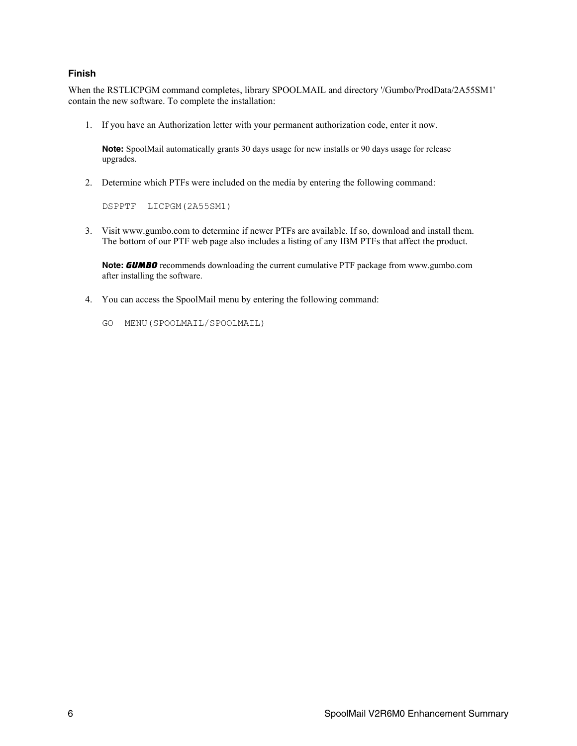### Finish

When the RSTLICPGM command completes, library SPOOLMAIL and directory '/Gumbo/ProdData/2A55SM1' contain the new software. To complete the installation:

1. If you have an Authorization letter with your permanent authorization code, enter it now.

   **Note:** SpoolMail automatically grants 30 days usage for new installs or 90 days usage for release upgrades.

2. Determine which PTFs were included on the media by entering the following command:

   ```
   DSPPTF  LICPGM(2A55SM1)
   ```

3. Visit www.gumbo.com to determine if newer PTFs are available. If so, download and install them. The bottom of our PTF web page also includes a listing of any IBM PTFs that affect the product.

   **Note:** ***GUMBO*** recommends downloading the current cumulative PTF package from www.gumbo.com after installing the software.

4. You can access the SpoolMail menu by entering the following command:

   ```
   GO  MENU(SPOOLMAIL/SPOOLMAIL)
   ```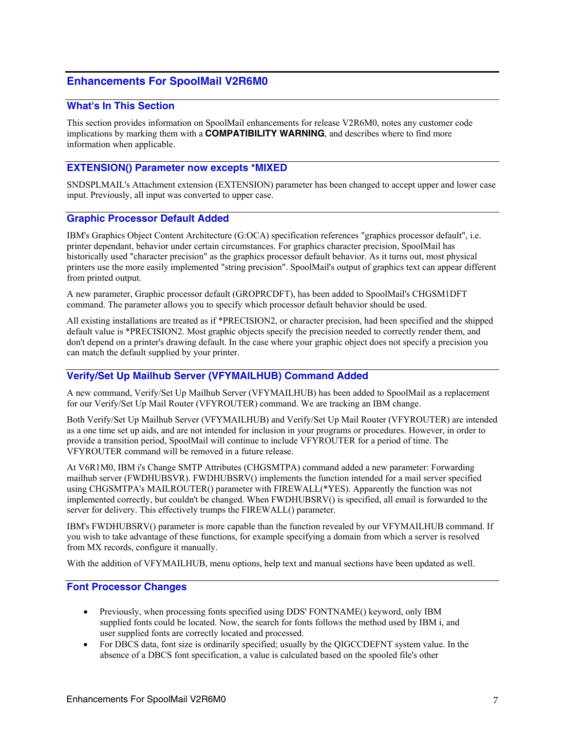# Enhancements For SpoolMail V2R6M0

## What's In This Section

This section provides information on SpoolMail enhancements for release V2R6M0, notes any customer code implications by marking them with a **COMPATIBILITY WARNING**, and describes where to find more information when applicable.

## EXTENSION() Parameter now excepts *MIXED

SNDSPLMAIL's Attachment extension (EXTENSION) parameter has been changed to accept upper and lower case input. Previously, all input was converted to upper case.

## Graphic Processor Default Added

IBM's Graphics Object Content Architecture (G:OCA) specification references "graphics processor default", i.e. printer dependant, behavior under certain circumstances. For graphics character precision, SpoolMail has historically used "character precision" as the graphics processor default behavior. As it turns out, most physical printers use the more easily implemented "string precision". SpoolMail's output of graphics text can appear different from printed output.

A new parameter, Graphic processor default (GROPRCDFT), has been added to SpoolMail's CHGSM1DFT command. The parameter allows you to specify which processor default behavior should be used.

All existing installations are treated as if *PRECISION2, or character precision, had been specified and the shipped default value is *PRECISION2. Most graphic objects specify the precision needed to correctly render them, and don't depend on a printer's drawing default. In the case where your graphic object does not specify a precision you can match the default supplied by your printer.

## Verify/Set Up Mailhub Server (VFYMAILHUB) Command Added

A new command, Verify/Set Up Mailhub Server (VFYMAILHUB) has been added to SpoolMail as a replacement for our Verify/Set Up Mail Router (VFYROUTER) command. We are tracking an IBM change.

Both Verify/Set Up Mailhub Server (VFYMAILHUB) and Verify/Set Up Mail Router (VFYROUTER) are intended as a one time set up aids, and are not intended for inclusion in your programs or procedures. However, in order to provide a transition period, SpoolMail will continue to include VFYROUTER for a period of time. The VFYROUTER command will be removed in a future release.

At V6R1M0, IBM i's Change SMTP Attributes (CHGSMTPA) command added a new parameter: Forwarding mailhub server (FWDHUBSVR). FWDHUBSRV() implements the function intended for a mail server specified using CHGSMTPA's MAILROUTER() parameter with FIREWALL(*YES). Apparently the function was not implemented correctly, but couldn't be changed. When FWDHUBSRV() is specified, all email is forwarded to the server for delivery. This effectively trumps the FIREWALL() parameter.

IBM's FWDHUBSRV() parameter is more capable than the function revealed by our VFYMAILHUB command. If you wish to take advantage of these functions, for example specifying a domain from which a server is resolved from MX records, configure it manually.

With the addition of VFYMAILHUB, menu options, help text and manual sections have been updated as well.

## Font Processor Changes

- Previously, when processing fonts specified using DDS' FONTNAME() keyword, only IBM supplied fonts could be located. Now, the search for fonts follows the method used by IBM i, and user supplied fonts are correctly located and processed.
- For DBCS data, font size is ordinarily specified; usually by the QIGCCDEFNT system value. In the absence of a DBCS font specification, a value is calculated based on the spooled file's other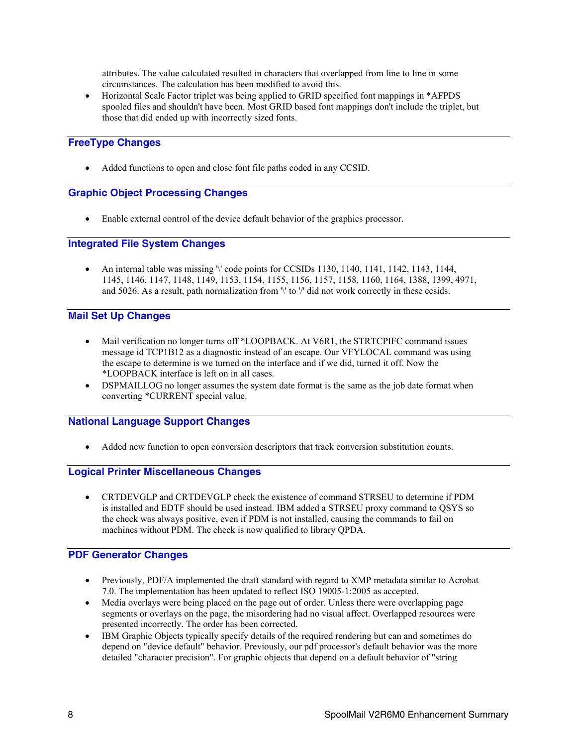attributes. The value calculated resulted in characters that overlapped from line to line in some circumstances. The calculation has been modified to avoid this.

- Horizontal Scale Factor triplet was being applied to GRID specified font mappings in *AFPDS spooled files and shouldn't have been. Most GRID based font mappings don't include the triplet, but those that did ended up with incorrectly sized fonts.

## FreeType Changes

- Added functions to open and close font file paths coded in any CCSID.

## Graphic Object Processing Changes

- Enable external control of the device default behavior of the graphics processor.

## Integrated File System Changes

- An internal table was missing '\' code points for CCSIDs 1130, 1140, 1141, 1142, 1143, 1144, 1145, 1146, 1147, 1148, 1149, 1153, 1154, 1155, 1156, 1157, 1158, 1160, 1164, 1388, 1399, 4971, and 5026. As a result, path normalization from '\' to '/' did not work correctly in these ccsids.

## Mail Set Up Changes

- Mail verification no longer turns off *LOOPBACK. At V6R1, the STRTCPIFC command issues message id TCP1B12 as a diagnostic instead of an escape. Our VFYLOCAL command was using the escape to determine is we turned on the interface and if we did, turned it off. Now the *LOOPBACK interface is left on in all cases.
- DSPMAILLOG no longer assumes the system date format is the same as the job date format when converting *CURRENT special value.

## National Language Support Changes

- Added new function to open conversion descriptors that track conversion substitution counts.

## Logical Printer Miscellaneous Changes

- CRTDEVGLP and CRTDEVGLP check the existence of command STRSEU to determine if PDM is installed and EDTF should be used instead. IBM added a STRSEU proxy command to QSYS so the check was always positive, even if PDM is not installed, causing the commands to fail on machines without PDM. The check is now qualified to library QPDA.

## PDF Generator Changes

- Previously, PDF/A implemented the draft standard with regard to XMP metadata similar to Acrobat 7.0. The implementation has been updated to reflect ISO 19005-1:2005 as accepted.
- Media overlays were being placed on the page out of order. Unless there were overlapping page segments or overlays on the page, the misordering had no visual affect. Overlapped resources were presented incorrectly. The order has been corrected.
- IBM Graphic Objects typically specify details of the required rendering but can and sometimes do depend on "device default" behavior. Previously, our pdf processor's default behavior was the more detailed "character precision". For graphic objects that depend on a default behavior of "string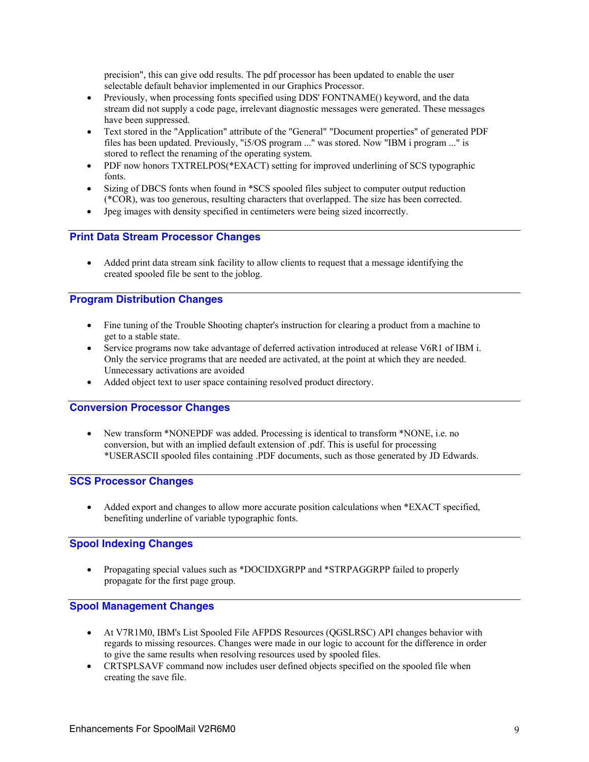precision", this can give odd results. The pdf processor has been updated to enable the user selectable default behavior implemented in our Graphics Processor.

- Previously, when processing fonts specified using DDS' FONTNAME() keyword, and the data stream did not supply a code page, irrelevant diagnostic messages were generated. These messages have been suppressed.
- Text stored in the "Application" attribute of the "General" "Document properties" of generated PDF files has been updated. Previously, "i5/OS program ..." was stored. Now "IBM i program ..." is stored to reflect the renaming of the operating system.
- PDF now honors TXTRELPOS(*EXACT) setting for improved underlining of SCS typographic fonts.
- Sizing of DBCS fonts when found in *SCS spooled files subject to computer output reduction (*COR), was too generous, resulting characters that overlapped. The size has been corrected.
- Jpeg images with density specified in centimeters were being sized incorrectly.

## Print Data Stream Processor Changes

- Added print data stream sink facility to allow clients to request that a message identifying the created spooled file be sent to the joblog.

## Program Distribution Changes

- Fine tuning of the Trouble Shooting chapter's instruction for clearing a product from a machine to get to a stable state.
- Service programs now take advantage of deferred activation introduced at release V6R1 of IBM i. Only the service programs that are needed are activated, at the point at which they are needed. Unnecessary activations are avoided
- Added object text to user space containing resolved product directory.

## Conversion Processor Changes

- New transform *NONEPDF was added. Processing is identical to transform *NONE, i.e. no conversion, but with an implied default extension of .pdf. This is useful for processing *USERASCII spooled files containing .PDF documents, such as those generated by JD Edwards.

## SCS Processor Changes

- Added export and changes to allow more accurate position calculations when *EXACT specified, benefiting underline of variable typographic fonts.

## Spool Indexing Changes

- Propagating special values such as *DOCIDXGRPP and *STRPAGGRPP failed to properly propagate for the first page group.

## Spool Management Changes

- At V7R1M0, IBM's List Spooled File AFPDS Resources (QGSLRSC) API changes behavior with regards to missing resources. Changes were made in our logic to account for the difference in order to give the same results when resolving resources used by spooled files.
- CRTSPLSAVF command now includes user defined objects specified on the spooled file when creating the save file.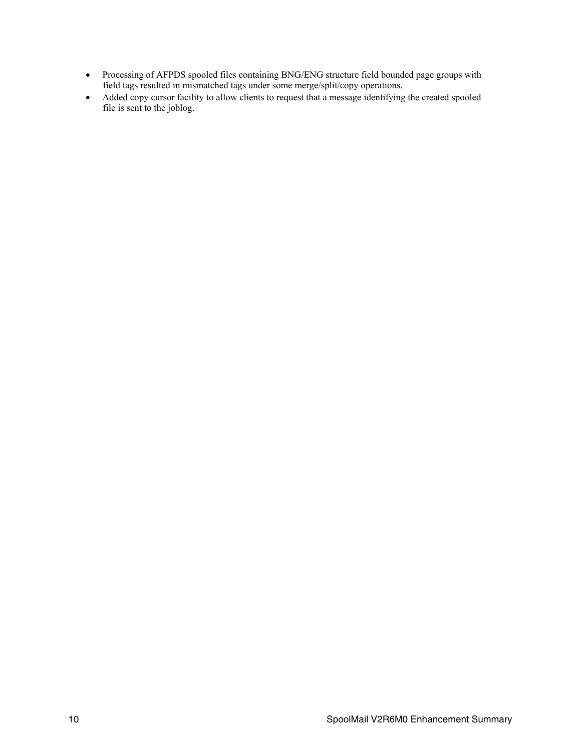- Processing of AFPDS spooled files containing BNG/ENG structure field bounded page groups with field tags resulted in mismatched tags under some merge/split/copy operations.
- Added copy cursor facility to allow clients to request that a message identifying the created spooled file is sent to the joblog.